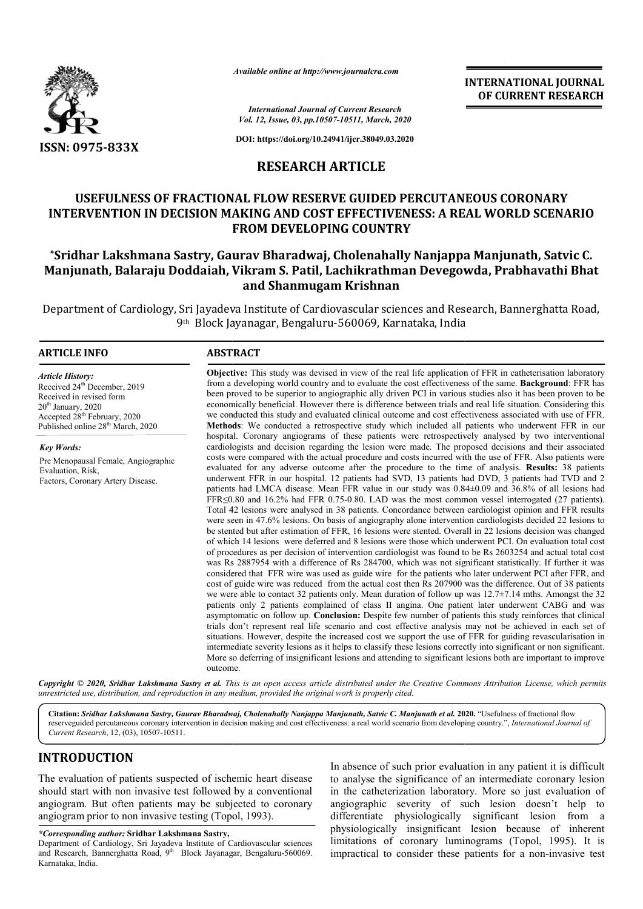*Available online at http://www.journalcra.com*

*International Journal of Current Research*
*Vol. 12, Issue, 03, pp.10507-10511, March, 2020*

**DOI: https://doi.org/10.24941/ijcr.38049.03.2020**

**ISSN: 0975-833X**

**INTERNATIONAL JOURNAL OF CURRENT RESEARCH**

## RESEARCH ARTICLE

# USEFULNESS OF FRACTIONAL FLOW RESERVE GUIDED PERCUTANEOUS CORONARY INTERVENTION IN DECISION MAKING AND COST EFFECTIVENESS: A REAL WORLD SCENARIO FROM DEVELOPING COUNTRY

**\*Sridhar Lakshmana Sastry, Gaurav Bharadwaj, Cholenahally Nanjappa Manjunath, Satvic C. Manjunath, Balaraju Doddaiah, Vikram S. Patil, Lachikrathman Devegowda, Prabhavathi Bhat and Shanmugam Krishnan**

Department of Cardiology, Sri Jayadeva Institute of Cardiovascular sciences and Research, Bannerghatta Road, 9th Block Jayanagar, Bengaluru-560069, Karnataka, India

### ARTICLE INFO

*Article History:*
Received 24th December, 2019
Received in revised form
20th January, 2020
Accepted 28th February, 2020
Published online 28th March, 2020

*Key Words:*
Pre Menopausal Female, Angiographic Evaluation, Risk, Factors, Coronary Artery Disease.

### ABSTRACT

**Objective:** This study was devised in view of the real life application of FFR in catheterisation laboratory from a developing world country and to evaluate the cost effectiveness of the same. **Background**: FFR has been proved to be superior to angiographic ally driven PCI in various studies also it has been proven to be economically beneficial. However there is difference between trials and real life situation. Considering this we conducted this study and evaluated clinical outcome and cost effectiveness associated with use of FFR. **Methods**: We conducted a retrospective study which included all patients who underwent FFR in our hospital. Coronary angiograms of these patients were retrospectively analysed by two interventional cardiologists and decision regarding the lesion were made. The proposed decisions and their associated costs were compared with the actual procedure and costs incurred with the use of FFR. Also patients were evaluated for any adverse outcome after the procedure to the time of analysis. **Results:** 38 patients underwent FFR in our hospital. 12 patients had SVD, 13 patients had DVD, 3 patients had TVD and 2 patients had LMCA disease. Mean FFR value in our study was 0.84±0.09 and 36.8% of all lesions had FFR≤0.80 and 16.2% had FFR 0.75-0.80. LAD was the most common vessel interrogated (27 patients). Total 42 lesions were analysed in 38 patients. Concordance between cardiologist opinion and FFR results were seen in 47.6% lesions. On basis of angiography alone intervention cardiologists decided 22 lesions to be stented but after estimation of FFR, 16 lesions were stented. Overall in 22 lesions decision was changed of which 14 lesions were deferred and 8 lesions were those which underwent PCI. On evaluation total cost of procedures as per decision of intervention cardiologist was found to be Rs 2603254 and actual total cost was Rs 2887954 with a difference of Rs 284700, which was not significant statistically. If further it was considered that FFR wire was used as guide wire for the patients who later underwent PCI after FFR, and cost of guide wire was reduced from the actual cost then Rs 207900 was the difference. Out of 38 patients we were able to contact 32 patients only. Mean duration of follow up was 12.7±7.14 mths. Amongst the 32 patients only 2 patients complained of class II angina. One patient later underwent CABG and was asymptomatic on follow up. **Conclusion:** Despite few number of patients this study reinforces that clinical trials don't represent real life scenario and cost effective analysis may not be achieved in each set of situations. However, despite the increased cost we support the use of FFR for guiding revascularisation in intermediate severity lesions as it helps to classify these lesions correctly into significant or non significant. More so deferring of insignificant lesions and attending to significant lesions both are important to improve outcome.

*Copyright © 2020, Sridhar Lakshmana Sastry et al. This is an open access article distributed under the Creative Commons Attribution License, which permits unrestricted use, distribution, and reproduction in any medium, provided the original work is properly cited.*

**Citation:** *Sridhar Lakshmana Sastry, Gaurav Bharadwaj, Cholenahally Nanjappa Manjunath, Satvic C. Manjunath et al.* **2020.** "Usefulness of fractional flow reserveguided percutaneous coronary intervention in decision making and cost effectiveness: a real world scenario from developing country.", *International Journal of Current Research*, 12, (03), 10507-10511.

## INTRODUCTION

The evaluation of patients suspected of ischemic heart disease should start with non invasive test followed by a conventional angiogram. But often patients may be subjected to coronary angiogram prior to non invasive testing (Topol, 1993).

In absence of such prior evaluation in any patient it is difficult to analyse the significance of an intermediate coronary lesion in the catheterization laboratory. More so just evaluation of angiographic severity of such lesion doesn't help to differentiate physiologically significant lesion from a physiologically insignificant lesion because of inherent limitations of coronary luminograms (Topol, 1995). It is impractical to consider these patients for a non-invasive test

*\*Corresponding author:* **Sridhar Lakshmana Sastry,**
Department of Cardiology, Sri Jayadeva Institute of Cardiovascular sciences and Research, Bannerghatta Road, 9th Block Jayanagar, Bengaluru-560069. Karnataka, India.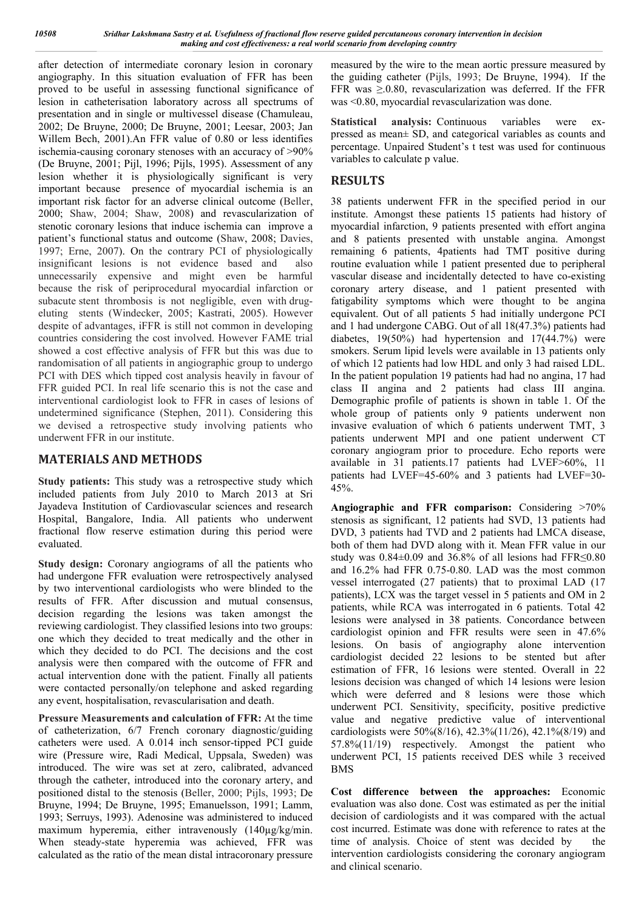after detection of intermediate coronary lesion in coronary angiography. In this situation evaluation of FFR has been proved to be useful in assessing functional significance of lesion in catheterisation laboratory across all spectrums of presentation and in single or multivessel disease (Chamuleau, 2002; De Bruyne, 2000; De Bruyne, 2001; Leesar, 2003; Jan Willem Bech, 2001).An FFR value of 0.80 or less identifies ischemia-causing coronary stenoses with an accuracy of >90% (De Bruyne, 2001; Pijl, 1996; Pijls, 1995). Assessment of any lesion whether it is physiologically significant is very important because presence of myocardial ischemia is an important risk factor for an adverse clinical outcome (Beller, 2000; Shaw, 2004; Shaw, 2008) and revascularization of stenotic coronary lesions that induce ischemia can improve a patient's functional status and outcome (Shaw, 2008; Davies, 1997; Erne, 2007). On the contrary PCI of physiologically insignificant lesions is not evidence based and also unnecessarily expensive and might even be harmful because the risk of periprocedural myocardial infarction or subacute stent thrombosis is not negligible, even with drug-eluting stents (Windecker, 2005; Kastrati, 2005). However despite of advantages, iFFR is still not common in developing countries considering the cost involved. However FAME trial showed a cost effective analysis of FFR but this was due to randomisation of all patients in angiographic group to undergo PCI with DES which tipped cost analysis heavily in favour of FFR guided PCI. In real life scenario this is not the case and interventional cardiologist look to FFR in cases of lesions of undetermined significance (Stephen, 2011). Considering this we devised a retrospective study involving patients who underwent FFR in our institute.

## MATERIALS AND METHODS

**Study patients:** This study was a retrospective study which included patients from July 2010 to March 2013 at Sri Jayadeva Institution of Cardiovascular sciences and research Hospital, Bangalore, India. All patients who underwent fractional flow reserve estimation during this period were evaluated.

**Study design:** Coronary angiograms of all the patients who had undergone FFR evaluation were retrospectively analysed by two interventional cardiologists who were blinded to the results of FFR. After discussion and mutual consensus, decision regarding the lesions was taken amongst the reviewing cardiologist. They classified lesions into two groups: one which they decided to treat medically and the other in which they decided to do PCI. The decisions and the cost analysis were then compared with the outcome of FFR and actual intervention done with the patient. Finally all patients were contacted personally/on telephone and asked regarding any event, hospitalisation, revascularisation and death.

**Pressure Measurements and calculation of FFR:** At the time of catheterization, 6/7 French coronary diagnostic/guiding catheters were used. A 0.014 inch sensor-tipped PCI guide wire (Pressure wire, Radi Medical, Uppsala, Sweden) was introduced. The wire was set at zero, calibrated, advanced through the catheter, introduced into the coronary artery, and positioned distal to the stenosis (Beller, 2000; Pijls, 1993; De Bruyne, 1994; De Bruyne, 1995; Emanuelsson, 1991; Lamm, 1993; Serruys, 1993). Adenosine was administered to induced maximum hyperemia, either intravenously (140µg/kg/min. When steady-state hyperemia was achieved, FFR was calculated as the ratio of the mean distal intracoronary pressure measured by the wire to the mean aortic pressure measured by the guiding catheter (Pijls, 1993; De Bruyne, 1994). If the FFR was ≥.0.80, revascularization was deferred. If the FFR was <0.80, myocardial revascularization was done.

**Statistical analysis:** Continuous variables were expressed as mean± SD, and categorical variables as counts and percentage. Unpaired Student's t test was used for continuous variables to calculate p value.

## RESULTS

38 patients underwent FFR in the specified period in our institute. Amongst these patients 15 patients had history of myocardial infarction, 9 patients presented with effort angina and 8 patients presented with unstable angina. Amongst remaining 6 patients, 4patients had TMT positive during routine evaluation while 1 patient presented due to peripheral vascular disease and incidentally detected to have co-existing coronary artery disease, and 1 patient presented with fatigability symptoms which were thought to be angina equivalent. Out of all patients 5 had initially undergone PCI and 1 had undergone CABG. Out of all 18(47.3%) patients had diabetes, 19(50%) had hypertension and 17(44.7%) were smokers. Serum lipid levels were available in 13 patients only of which 12 patients had low HDL and only 3 had raised LDL. In the patient population 19 patients had had no angina, 17 had class II angina and 2 patients had class III angina. Demographic profile of patients is shown in table 1. Of the whole group of patients only 9 patients underwent non invasive evaluation of which 6 patients underwent TMT, 3 patients underwent MPI and one patient underwent CT coronary angiogram prior to procedure. Echo reports were available in 31 patients.17 patients had LVEF>60%, 11 patients had LVEF=45-60% and 3 patients had LVEF=30-45%.

**Angiographic and FFR comparison:** Considering >70% stenosis as significant, 12 patients had SVD, 13 patients had DVD, 3 patients had TVD and 2 patients had LMCA disease, both of them had DVD along with it. Mean FFR value in our study was 0.84±0.09 and 36.8% of all lesions had FFR≤0.80 and 16.2% had FFR 0.75-0.80. LAD was the most common vessel interrogated (27 patients) that to proximal LAD (17 patients), LCX was the target vessel in 5 patients and OM in 2 patients, while RCA was interrogated in 6 patients. Total 42 lesions were analysed in 38 patients. Concordance between cardiologist opinion and FFR results were seen in 47.6% lesions. On basis of angiography alone intervention cardiologist decided 22 lesions to be stented but after estimation of FFR, 16 lesions were stented. Overall in 22 lesions decision was changed of which 14 lesions were lesion which were deferred and 8 lesions were those which underwent PCI. Sensitivity, specificity, positive predictive value and negative predictive value of interventional cardiologists were 50%(8/16), 42.3%(11/26), 42.1%(8/19) and 57.8%(11/19) respectively. Amongst the patient who underwent PCI, 15 patients received DES while 3 received BMS

**Cost difference between the approaches:** Economic evaluation was also done. Cost was estimated as per the initial decision of cardiologists and it was compared with the actual cost incurred. Estimate was done with reference to rates at the time of analysis. Choice of stent was decided by the intervention cardiologists considering the coronary angiogram and clinical scenario.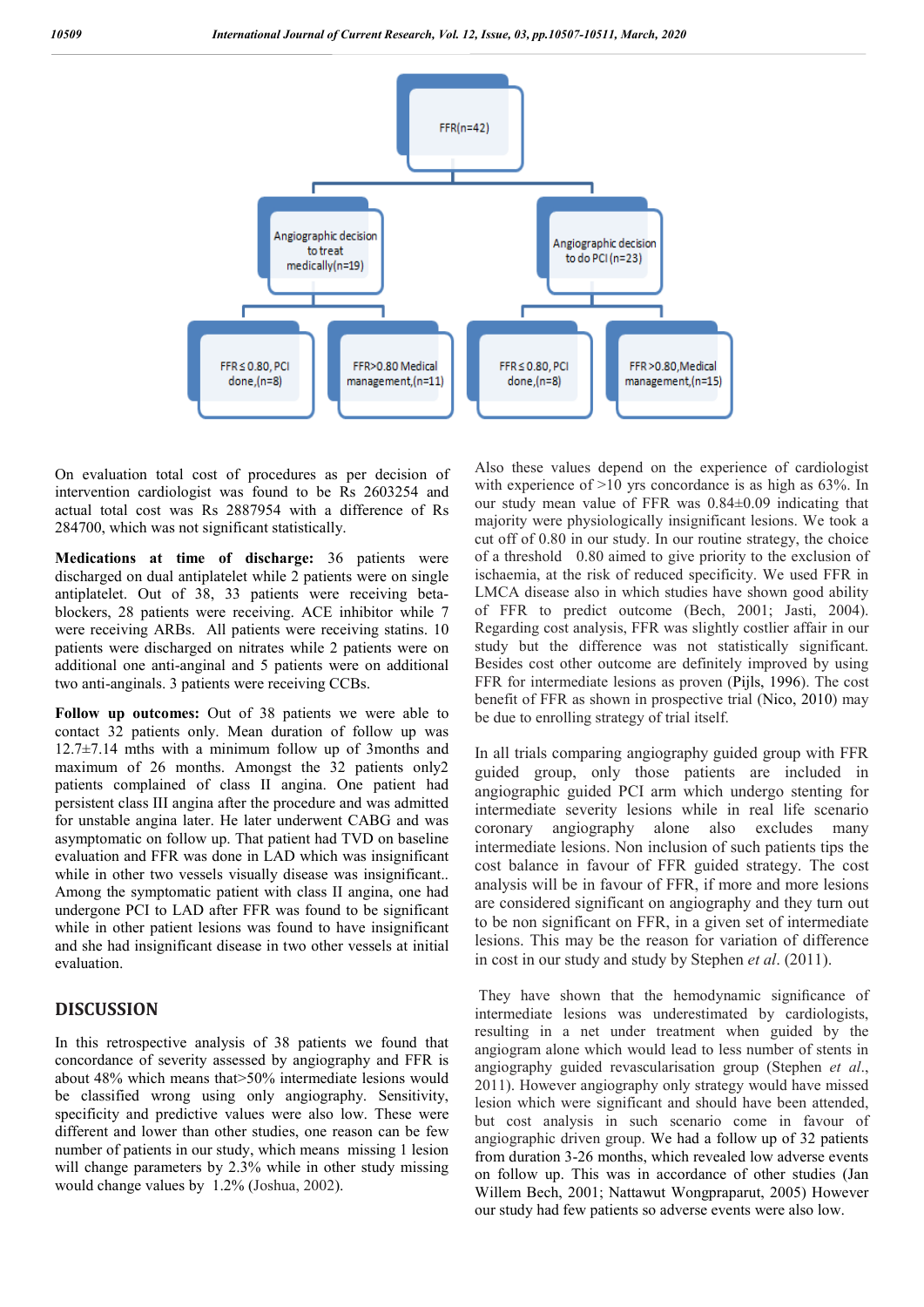FFR(n=42)

Angiographic decision to treat medically(n=19)

Angiographic decision to do PCI (n=23)

FFR ≤ 0.80, PCI done,(n=8)

FFR>0.80 Medical management,(n=11)

FFR ≤ 0.80, PCI done,(n=8)

FFR >0.80,Medical management,(n=15)

On evaluation total cost of procedures as per decision of intervention cardiologist was found to be Rs 2603254 and actual total cost was Rs 2887954 with a difference of Rs 284700, which was not significant statistically.

**Medications at time of discharge:** 36 patients were discharged on dual antiplatelet while 2 patients were on single antiplatelet. Out of 38, 33 patients were receiving beta-blockers, 28 patients were receiving. ACE inhibitor while 7 were receiving ARBs. All patients were receiving statins. 10 patients were discharged on nitrates while 2 patients were on additional one anti-anginal and 5 patients were on additional two anti-anginals. 3 patients were receiving CCBs.

**Follow up outcomes:** Out of 38 patients we were able to contact 32 patients only. Mean duration of follow up was 12.7±7.14 mths with a minimum follow up of 3months and maximum of 26 months. Amongst the 32 patients only2 patients complained of class II angina. One patient had persistent class III angina after the procedure and was admitted for unstable angina later. He later underwent CABG and was asymptomatic on follow up. That patient had TVD on baseline evaluation and FFR was done in LAD which was insignificant while in other two vessels visually disease was insignificant.. Among the symptomatic patient with class II angina, one had undergone PCI to LAD after FFR was found to be significant while in other patient lesions was found to have insignificant and she had insignificant disease in two other vessels at initial evaluation.

## DISCUSSION

In this retrospective analysis of 38 patients we found that concordance of severity assessed by angiography and FFR is about 48% which means that>50% intermediate lesions would be classified wrong using only angiography. Sensitivity, specificity and predictive values were also low. These were different and lower than other studies, one reason can be few number of patients in our study, which means missing 1 lesion will change parameters by 2.3% while in other study missing would change values by 1.2% (Joshua, 2002).

Also these values depend on the experience of cardiologist with experience of >10 yrs concordance is as high as 63%. In our study mean value of FFR was 0.84±0.09 indicating that majority were physiologically insignificant lesions. We took a cut off of 0.80 in our study. In our routine strategy, the choice of a threshold 0.80 aimed to give priority to the exclusion of ischaemia, at the risk of reduced specificity. We used FFR in LMCA disease also in which studies have shown good ability of FFR to predict outcome (Bech, 2001; Jasti, 2004). Regarding cost analysis, FFR was slightly costlier affair in our study but the difference was not statistically significant. Besides cost other outcome are definitely improved by using FFR for intermediate lesions as proven (Pijls, 1996). The cost benefit of FFR as shown in prospective trial (Nico, 2010) may be due to enrolling strategy of trial itself.

In all trials comparing angiography guided group with FFR guided group, only those patients are included in angiographic guided PCI arm which undergo stenting for intermediate severity lesions while in real life scenario coronary angiography alone also excludes many intermediate lesions. Non inclusion of such patients tips the cost balance in favour of FFR guided strategy. The cost analysis will be in favour of FFR, if more and more lesions are considered significant on angiography and they turn out to be non significant on FFR, in a given set of intermediate lesions. This may be the reason for variation of difference in cost in our study and study by Stephen *et al*. (2011).

They have shown that the hemodynamic significance of intermediate lesions was underestimated by cardiologists, resulting in a net under treatment when guided by the angiogram alone which would lead to less number of stents in angiography guided revascularisation group (Stephen *et al*., 2011). However angiography only strategy would have missed lesion which were significant and should have been attended, but cost analysis in such scenario come in favour of angiographic driven group. We had a follow up of 32 patients from duration 3-26 months, which revealed low adverse events on follow up. This was in accordance of other studies (Jan Willem Bech, 2001; Nattawut Wongpraparut, 2005) However our study had few patients so adverse events were also low.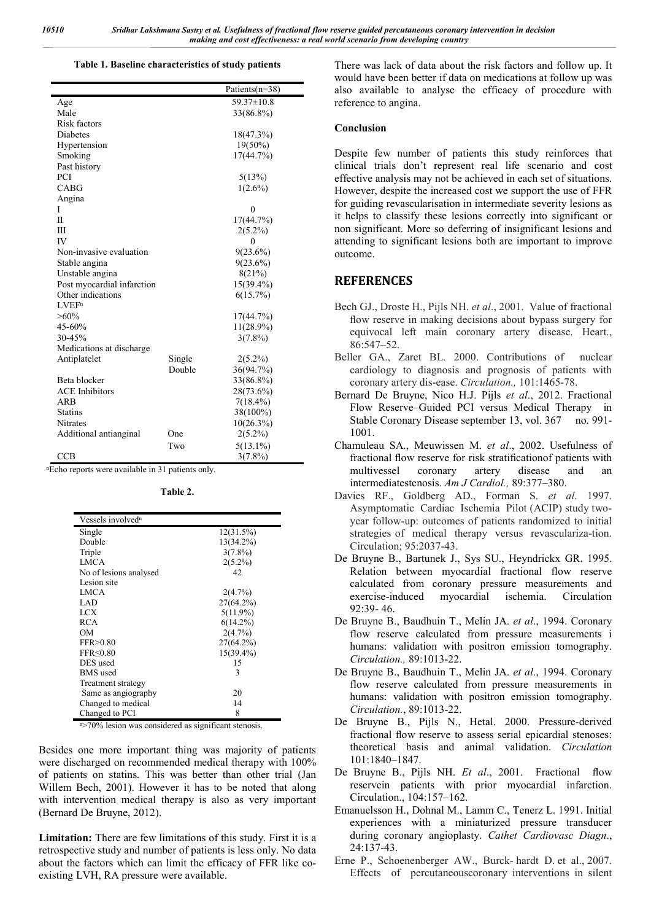**Table 1. Baseline characteristics of study patients**

| | | Patients(n=38) |
|---|---|---|
| Age | | 59.37±10.8 |
| Male | | 33(86.8%) |
| Risk factors | | |
| Diabetes | | 18(47.3%) |
| Hypertension | | 19(50%) |
| Smoking | | 17(44.7%) |
| Past history | | |
| PCI | | 5(13%) |
| CABG | | 1(2.6%) |
| Angina | | |
| I | | 0 |
| II | | 17(44.7%) |
| III | | 2(5.2%) |
| IV | | 0 |
| Non-invasive evaluation | | 9(23.6%) |
| Stable angina | | 9(23.6%) |
| Unstable angina | | 8(21%) |
| Post myocardial infarction | | 15(39.4%) |
| Other indications | | 6(15.7%) |
| LVEF[n] | | |
| >60% | | 17(44.7%) |
| 45-60% | | 11(28.9%) |
| 30-45% | | 3(7.8%) |
| Medications at discharge | | |
| Antiplatelet | Single | 2(5.2%) |
| | Double | 36(94.7%) |
| Beta blocker | | 33(86.8%) |
| ACE Inhibitors | | 28(73.6%) |
| ARB | | 7(18.4%) |
| Statins | | 38(100%) |
| Nitrates | | 10(26.3%) |
| Additional antianginal | One | 2(5.2%) |
| | Two | 5(13.1%) |
| CCB | | 3(7.8%) |

[n]Echo reports were available in 31 patients only.

**Table 2.**

| Vessels involved[n] | |
|---|---|
| Single | 12(31.5%) |
| Double | 13(34.2%) |
| Triple | 3(7.8%) |
| LMCA | 2(5.2%) |
| No of lesions analysed | 42 |
| Lesion site | |
| LMCA | 2(4.7%) |
| LAD | 27(64.2%) |
| LCX | 5(11.9%) |
| RCA | 6(14.2%) |
| OM | 2(4.7%) |
| FFR>0.80 | 27(64.2%) |
| FFR≤0.80 | 15(39.4%) |
| DES used | 15 |
| BMS used | 3 |
| Treatment strategy | |
| Same as angiography | 20 |
| Changed to medical | 14 |
| Changed to PCI | 8 |

[n]>70% lesion was considered as significant stenosis.

Besides one more important thing was majority of patients were discharged on recommended medical therapy with 100% of patients on statins. This was better than other trial (Jan Willem Bech, 2001). However it has to be noted that along with intervention medical therapy is also as very important (Bernard De Bruyne, 2012).

**Limitation:** There are few limitations of this study. First it is a retrospective study and number of patients is less only. No data about the factors which can limit the efficacy of FFR like co-existing LVH, RA pressure were available.

There was lack of data about the risk factors and follow up. It would have been better if data on medications at follow up was also available to analyse the efficacy of procedure with reference to angina.

## Conclusion

Despite few number of patients this study reinforces that clinical trials don't represent real life scenario and cost effective analysis may not be achieved in each set of situations. However, despite the increased cost we support the use of FFR for guiding revascularisation in intermediate severity lesions as it helps to classify these lesions correctly into significant or non significant. More so deferring of insignificant lesions and attending to significant lesions both are important to improve outcome.

## REFERENCES

Bech GJ., Droste H., Pijls NH. *et al*., 2001. Value of fractional flow reserve in making decisions about bypass surgery for equivocal left main coronary artery disease. Heart., 86:547–52.

Beller GA., Zaret BL. 2000. Contributions of nuclear cardiology to diagnosis and prognosis of patients with coronary artery dis-ease. *Circulation.,* 101:1465-78.

Bernard De Bruyne, Nico H.J. Pijls *et al*., 2012. Fractional Flow Reserve–Guided PCI versus Medical Therapy in Stable Coronary Disease september 13, vol. 367 no. 991-1001.

Chamuleau SA., Meuwissen M. *et al*., 2002. Usefulness of fractional flow reserve for risk stratificationof patients with multivessel coronary artery disease and an intermediatestenosis. *Am J Cardiol.,* 89:377–380.

Davies RF., Goldberg AD., Forman S. *et al*. 1997. Asymptomatic Cardiac Ischemia Pilot (ACIP) study two-year follow-up: outcomes of patients randomized to initial strategies of medical therapy versus revasculariza-tion. Circulation; 95:2037-43.

De Bruyne B., Bartunek J., Sys SU., Heyndrickx GR. 1995. Relation between myocardial fractional flow reserve calculated from coronary pressure measurements and exercise-induced myocardial ischemia. Circulation 92:39- 46.

De Bruyne B., Baudhuin T., Melin JA. *et al*., 1994. Coronary flow reserve calculated from pressure measurements i humans: validation with positron emission tomography. *Circulation.,* 89:1013-22.

De Bruyne B., Baudhuin T., Melin JA. *et al*., 1994. Coronary flow reserve calculated from pressure measurements in humans: validation with positron emission tomography. *Circulation.*, 89:1013-22.

De Bruyne B., Pijls N., Hetal. 2000. Pressure-derived fractional flow reserve to assess serial epicardial stenoses: theoretical basis and animal validation. *Circulation* 101:1840–1847.

De Bruyne B., Pijls NH. *Et al*., 2001. Fractional flow reservein patients with prior myocardial infarction. Circulation., 104:157–162.

Emanuelsson H., Dohnal M., Lamm C., Tenerz L. 1991. Initial experiences with a miniaturized pressure transducer during coronary angioplasty. *Cathet Cardiovasc Diagn*., 24:137-43.

Erne P., Schoenenberger AW., Burck- hardt D. et al., 2007. Effects of percutaneouscoronary interventions in silent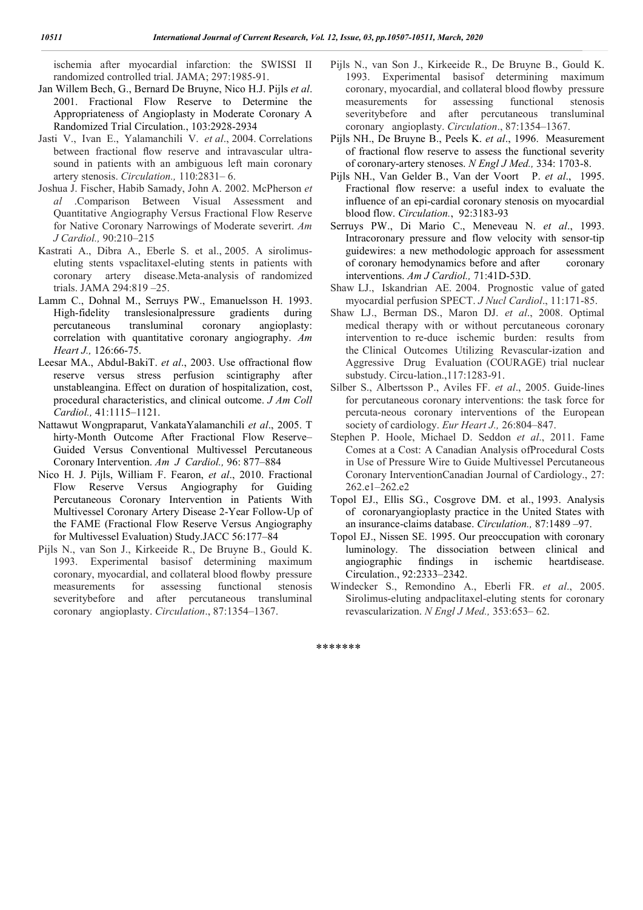ischemia after myocardial infarction: the SWISSI II randomized controlled trial. JAMA; 297:1985-91.

Jan Willem Bech, G., Bernard De Bruyne, Nico H.J. Pijls *et al*. 2001. Fractional Flow Reserve to Determine the Appropriateness of Angioplasty in Moderate Coronary A Randomized Trial Circulation., 103:2928-2934

Jasti V., Ivan E., Yalamanchili V. *et al*., 2004. Correlations between fractional flow reserve and intravascular ultra-sound in patients with an ambiguous left main coronary artery stenosis. *Circulation.,* 110:2831– 6.

Joshua J. Fischer, Habib Samady, John A. 2002. McPherson *et al* .Comparison Between Visual Assessment and Quantitative Angiography Versus Fractional Flow Reserve for Native Coronary Narrowings of Moderate severirt. *Am J Cardiol.,* 90:210–215

Kastrati A., Dibra A., Eberle S. et al., 2005. A sirolimus-eluting stents vspaclitaxel-eluting stents in patients with coronary artery disease.Meta-analysis of randomized trials. JAMA 294:819 –25.

Lamm C., Dohnal M., Serruys PW., Emanuelsson H. 1993. High-fidelity translesionalpressure gradients during percutaneous transluminal coronary angioplasty: correlation with quantitative coronary angiography. *Am Heart J.,* 126:66-75.

Leesar MA., Abdul-BakiT. *et al*., 2003. Use offractional flow reserve versus stress perfusion scintigraphy after unstableangina. Effect on duration of hospitalization, cost, procedural characteristics, and clinical outcome. *J Am Coll Cardiol.,* 41:1115–1121.

Nattawut Wongpraparut, VankataYalamanchili *et al*., 2005. T hirty-Month Outcome After Fractional Flow Reserve–Guided Versus Conventional Multivessel Percutaneous Coronary Intervention. *Am J Cardiol.,* 96: 877–884

Nico H. J. Pijls, William F. Fearon, *et al*., 2010. Fractional Flow Reserve Versus Angiography for Guiding Percutaneous Coronary Intervention in Patients With Multivessel Coronary Artery Disease 2-Year Follow-Up of the FAME (Fractional Flow Reserve Versus Angiography for Multivessel Evaluation) Study.JACC 56:177–84

Pijls N., van Son J., Kirkeeide R., De Bruyne B., Gould K. 1993. Experimental basisof determining maximum coronary, myocardial, and collateral blood flowby pressure measurements for assessing functional stenosis severitybefore and after percutaneous transluminal coronary angioplasty. *Circulation*., 87:1354–1367.

Pijls N., van Son J., Kirkeeide R., De Bruyne B., Gould K. 1993. Experimental basisof determining maximum coronary, myocardial, and collateral blood flowby pressure measurements for assessing functional stenosis severitybefore and after percutaneous transluminal coronary angioplasty. *Circulation*., 87:1354–1367.

Pijls NH., De Bruyne B., Peels K. *et al*., 1996. Measurement of fractional flow reserve to assess the functional severity of coronary-artery stenoses. *N Engl J Med.,* 334: 1703-8.

Pijls NH., Van Gelder B., Van der Voort P. *et al*., 1995. Fractional flow reserve: a useful index to evaluate the influence of an epi-cardial coronary stenosis on myocardial blood flow. *Circulation.*, 92:3183-93

Serruys PW., Di Mario C., Meneveau N. *et al*., 1993. Intracoronary pressure and flow velocity with sensor-tip guidewires: a new methodologic approach for assessment of coronary hemodynamics before and after coronary interventions. *Am J Cardiol.,* 71:41D-53D.

Shaw LJ., Iskandrian AE. 2004. Prognostic value of gated myocardial perfusion SPECT. *J Nucl Cardiol*., 11:171-85.

Shaw LJ., Berman DS., Maron DJ. *et al*., 2008. Optimal medical therapy with or without percutaneous coronary intervention to re-duce ischemic burden: results from the Clinical Outcomes Utilizing Revascular-ization and Aggressive Drug Evaluation (COURAGE) trial nuclear substudy. Circu-lation.,117:1283-91.

Silber S., Albertsson P., Aviles FF. *et al*., 2005. Guide-lines for percutaneous coronary interventions: the task force for percuta-neous coronary interventions of the European society of cardiology. *Eur Heart J.,* 26:804–847.

Stephen P. Hoole, Michael D. Seddon *et al*., 2011. Fame Comes at a Cost: A Canadian Analysis ofProcedural Costs in Use of Pressure Wire to Guide Multivessel Percutaneous Coronary InterventionCanadian Journal of Cardiology., 27: 262.e1–262.e2

Topol EJ., Ellis SG., Cosgrove DM. et al., 1993. Analysis of coronaryangioplasty practice in the United States with an insurance-claims database. *Circulation.,* 87:1489 –97.

Topol EJ., Nissen SE. 1995. Our preoccupation with coronary luminology. The dissociation between clinical and angiographic findings in ischemic heartdisease. Circulation., 92:2333–2342.

Windecker S., Remondino A., Eberli FR. *et al*., 2005. Sirolimus-eluting andpaclitaxel-eluting stents for coronary revascularization. *N Engl J Med.,* 353:653– 62.

*******